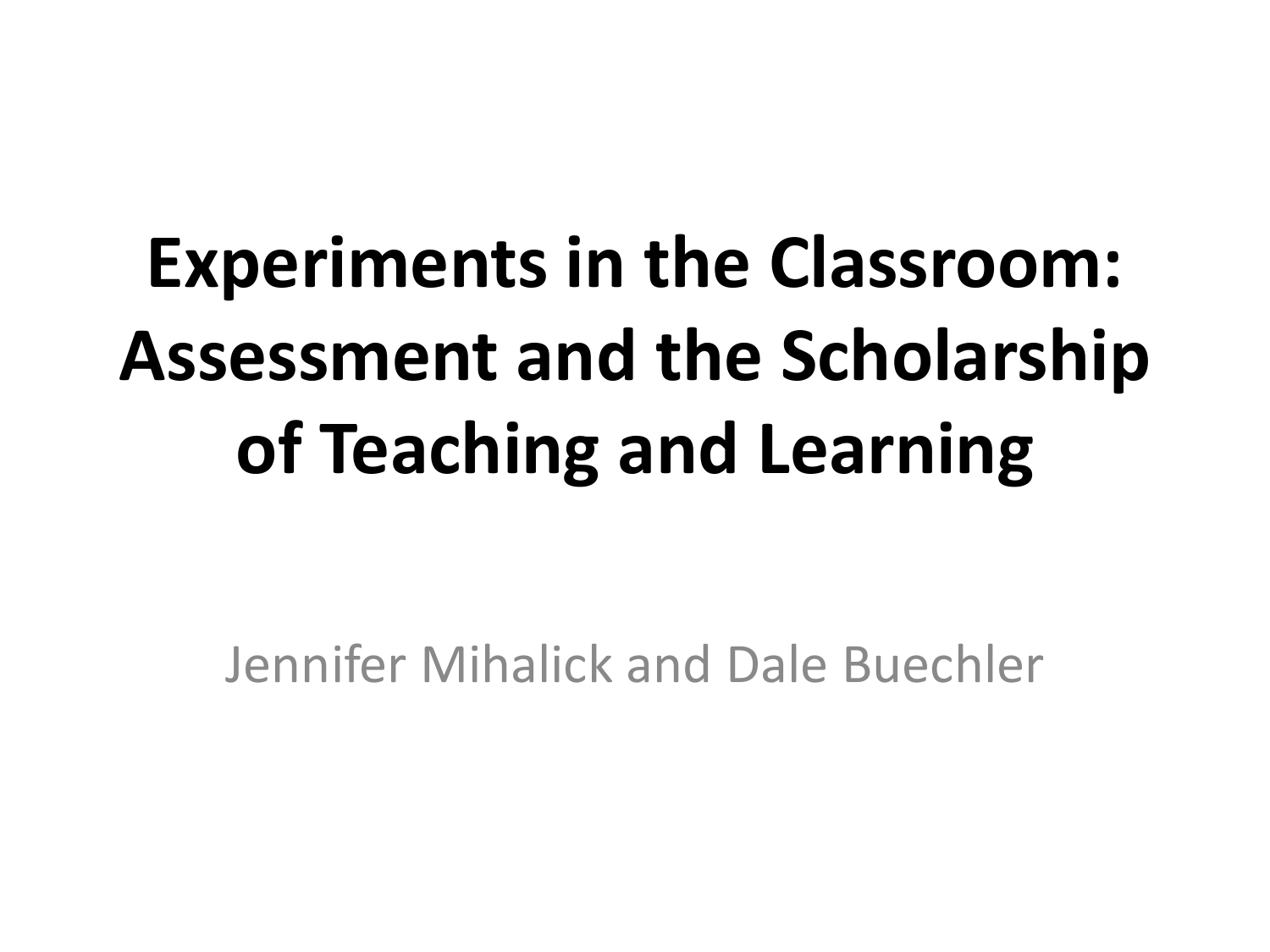# Experiments in the Classroom: Assessment and the Scholarship of Teaching and Learning

Jennifer Mihalick and Dale Buechler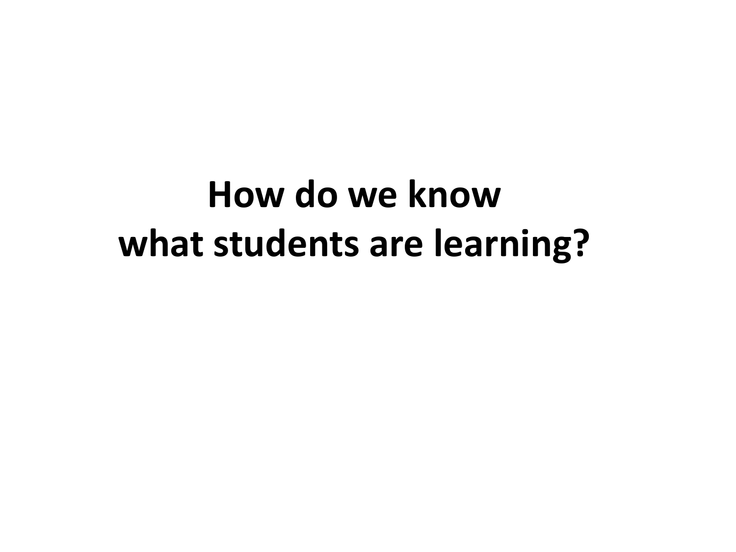# How do we know what students are learning?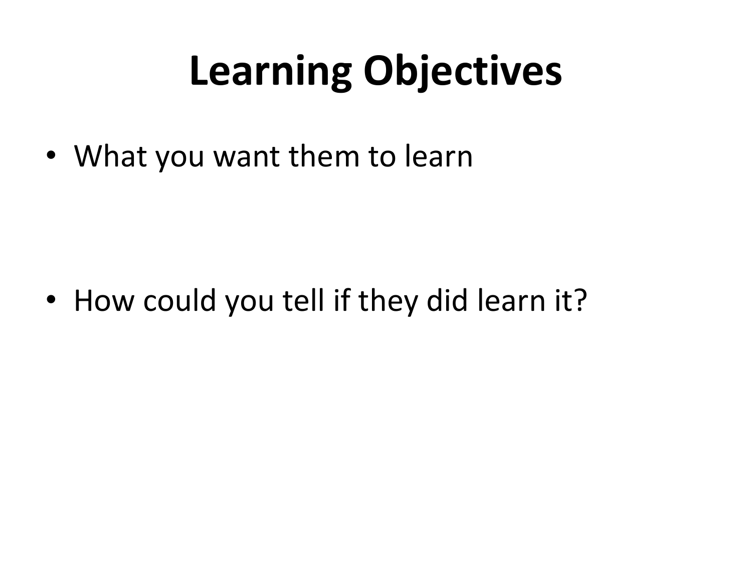# Learning Objectives

- What you want them to learn

- How could you tell if they did learn it?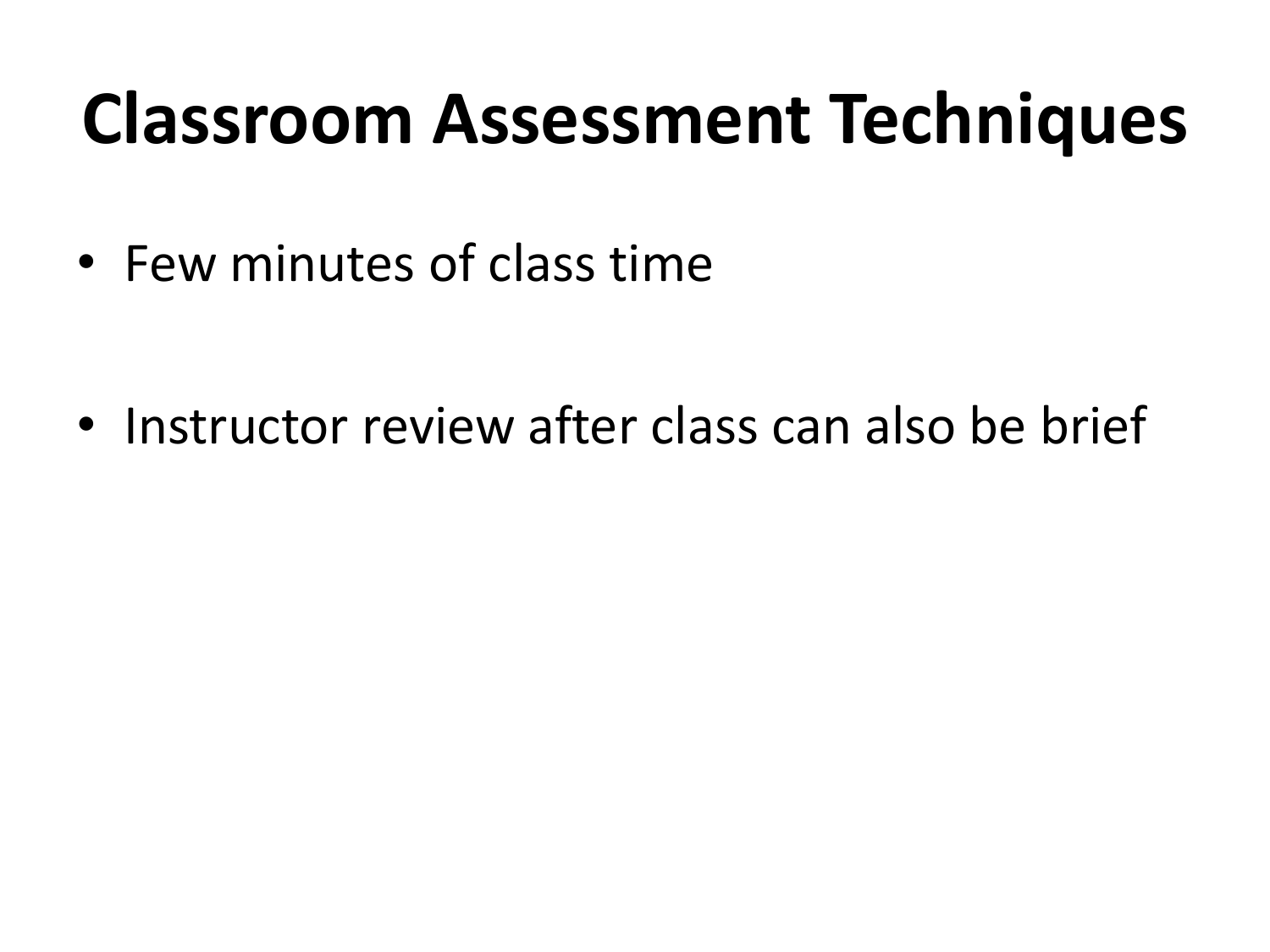# Classroom Assessment Techniques

- Few minutes of class time

- Instructor review after class can also be brief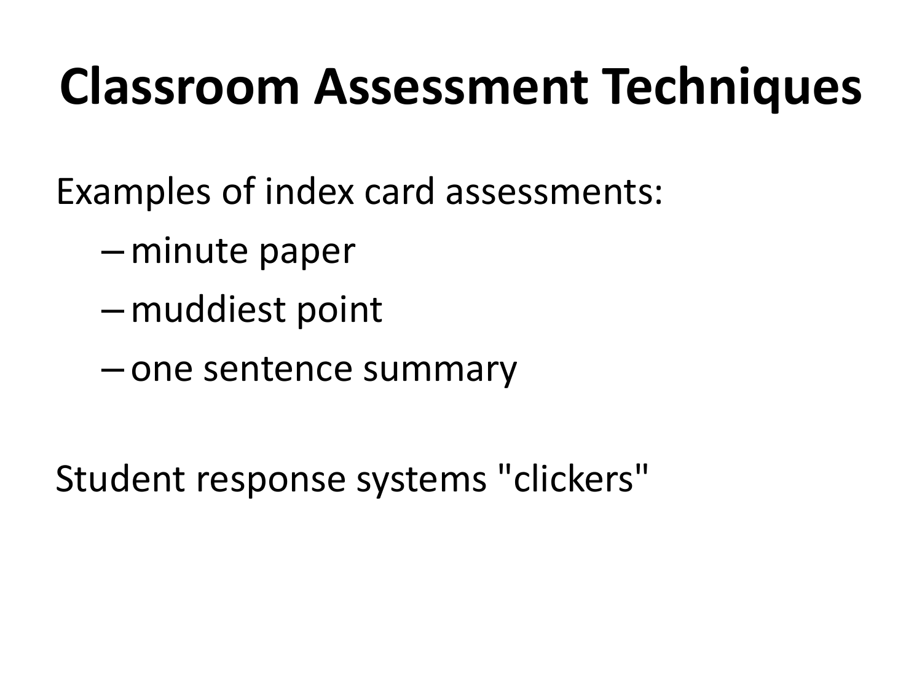# Classroom Assessment Techniques

Examples of index card assessments:

- minute paper
- muddiest point
- one sentence summary

Student response systems "clickers"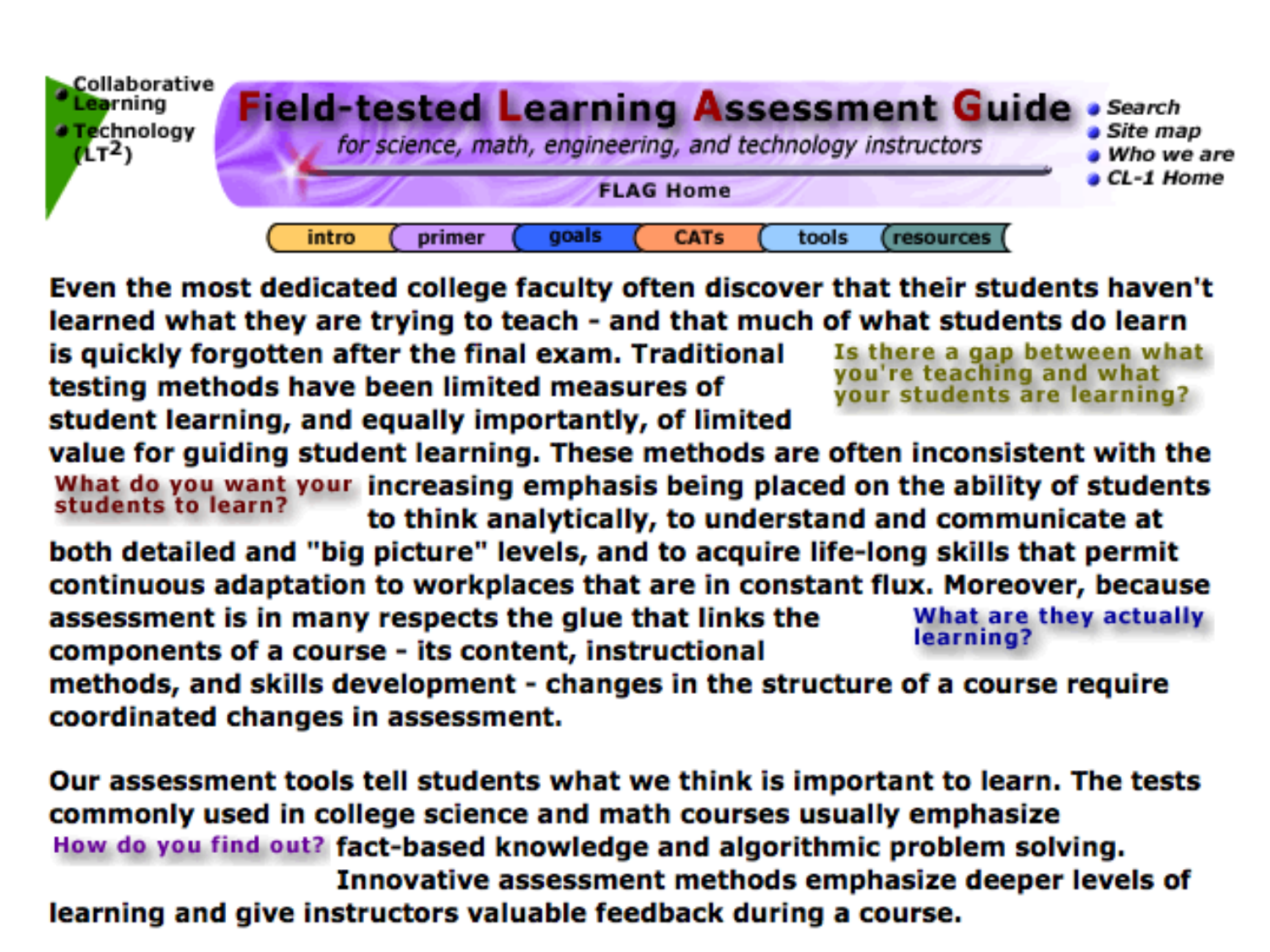- Collaborative Learning
- Technology ($LT^2$)

# Field-tested Learning Assessment Guide

*for science, math, engineering, and technology instructors*

FLAG Home

- *Search*
- *Site map*
- *Who we are*
- *CL-1 Home*

intro | primer | goals | CATs | tools | resources

**Even the most dedicated college faculty often discover that their students haven't learned what they are trying to teach - and that much of what students do learn is quickly forgotten after the final exam. Traditional testing methods have been limited measures of student learning, and equally importantly, of limited value for guiding student learning. These methods are often inconsistent with the increasing emphasis being placed on the ability of students to think analytically, to understand and communicate at both detailed and "big picture" levels, and to acquire life-long skills that permit continuous adaptation to workplaces that are in constant flux. Moreover, because assessment is in many respects the glue that links the components of a course - its content, instructional methods, and skills development - changes in the structure of a course require coordinated changes in assessment.**

**Is there a gap between what you're teaching and what your students are learning?**

**What do you want your students to learn?**

**What are they actually learning?**

**Our assessment tools tell students what we think is important to learn. The tests commonly used in college science and math courses usually emphasize fact-based knowledge and algorithmic problem solving. Innovative assessment methods emphasize deeper levels of learning and give instructors valuable feedback during a course.**

**How do you find out?**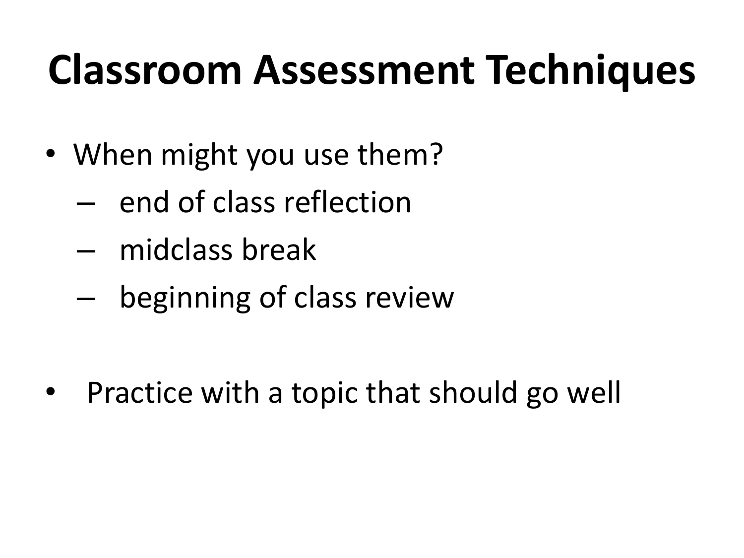# Classroom Assessment Techniques

- When might you use them?
  - end of class reflection
  - midclass break
  - beginning of class review

- Practice with a topic that should go well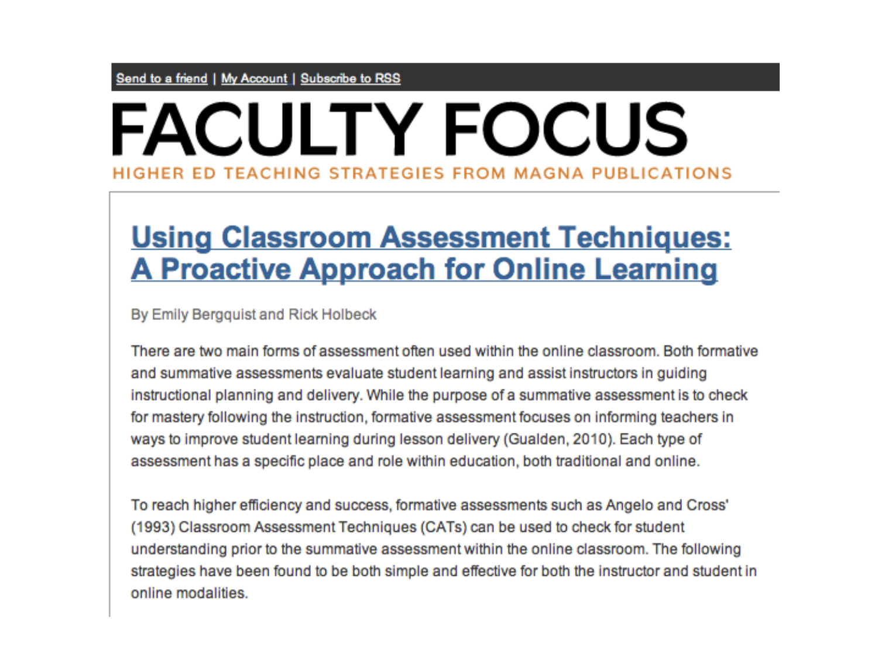Send to a friend | My Account | Subscribe to RSS

# FACULTY FOCUS

HIGHER ED TEACHING STRATEGIES FROM MAGNA PUBLICATIONS

## Using Classroom Assessment Techniques: A Proactive Approach for Online Learning

By Emily Bergquist and Rick Holbeck

There are two main forms of assessment often used within the online classroom. Both formative and summative assessments evaluate student learning and assist instructors in guiding instructional planning and delivery. While the purpose of a summative assessment is to check for mastery following the instruction, formative assessment focuses on informing teachers in ways to improve student learning during lesson delivery (Gualden, 2010). Each type of assessment has a specific place and role within education, both traditional and online.

To reach higher efficiency and success, formative assessments such as Angelo and Cross' (1993) Classroom Assessment Techniques (CATs) can be used to check for student understanding prior to the summative assessment within the online classroom. The following strategies have been found to be both simple and effective for both the instructor and student in online modalities.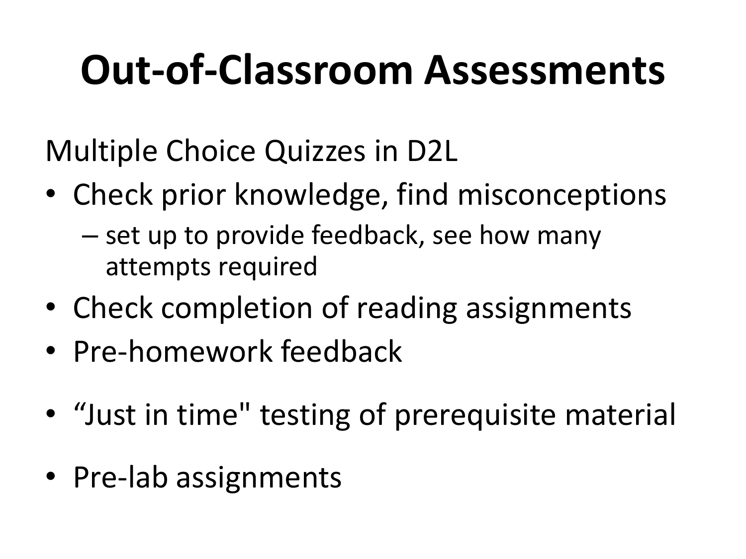# Out-of-Classroom Assessments

Multiple Choice Quizzes in D2L

- Check prior knowledge, find misconceptions
  - set up to provide feedback, see how many attempts required
- Check completion of reading assignments
- Pre-homework feedback
- “Just in time" testing of prerequisite material
- Pre-lab assignments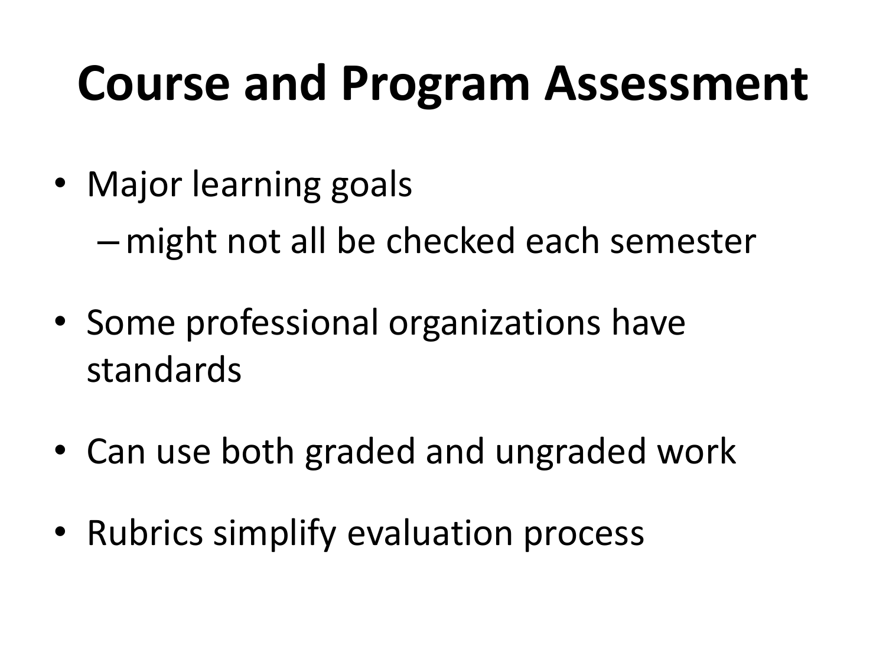# Course and Program Assessment

- Major learning goals
  - might not all be checked each semester
- Some professional organizations have standards
- Can use both graded and ungraded work
- Rubrics simplify evaluation process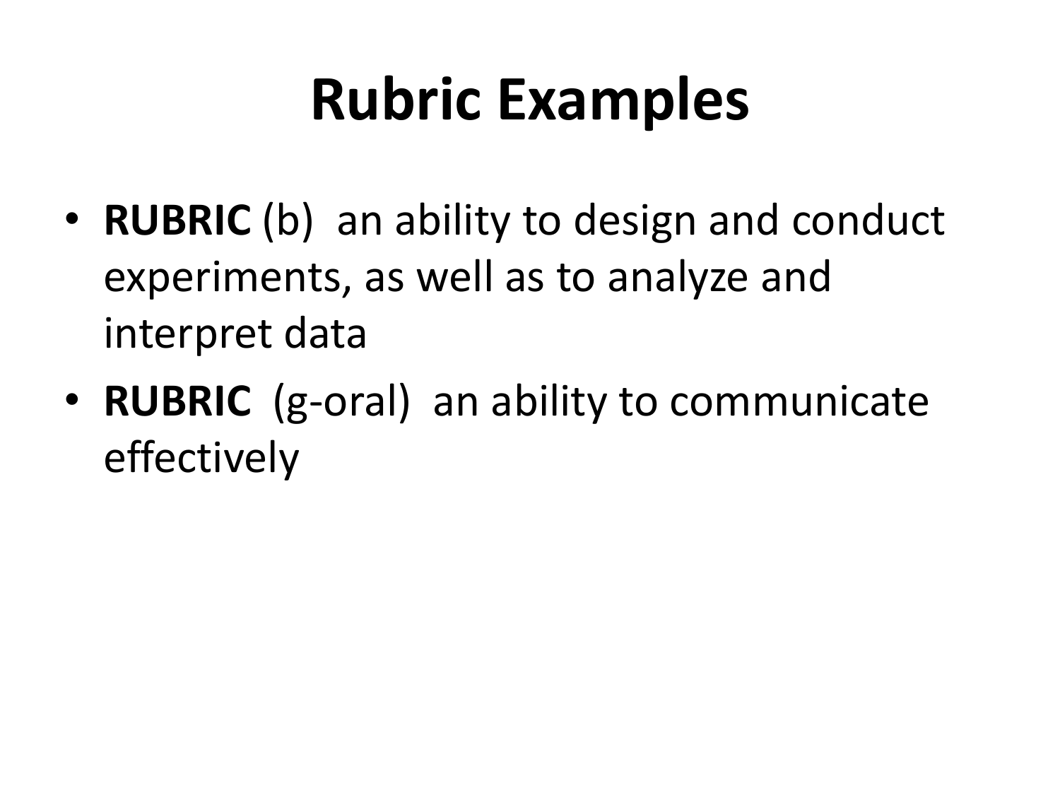# Rubric Examples

- **RUBRIC** (b) an ability to design and conduct experiments, as well as to analyze and interpret data
- **RUBRIC** (g-oral) an ability to communicate effectively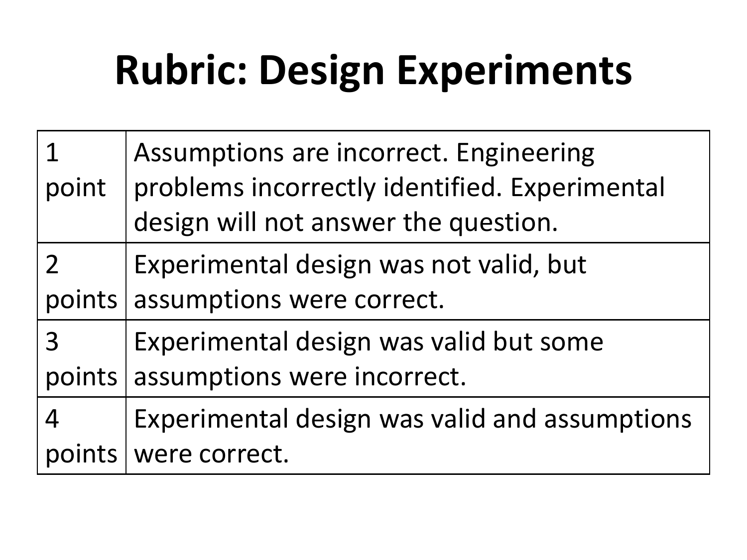# Rubric: Design Experiments

| | |
|---|---|
| 1 point | Assumptions are incorrect. Engineering problems incorrectly identified. Experimental design will not answer the question. |
| 2 points | Experimental design was not valid, but assumptions were correct. |
| 3 points | Experimental design was valid but some assumptions were incorrect. |
| 4 points | Experimental design was valid and assumptions were correct. |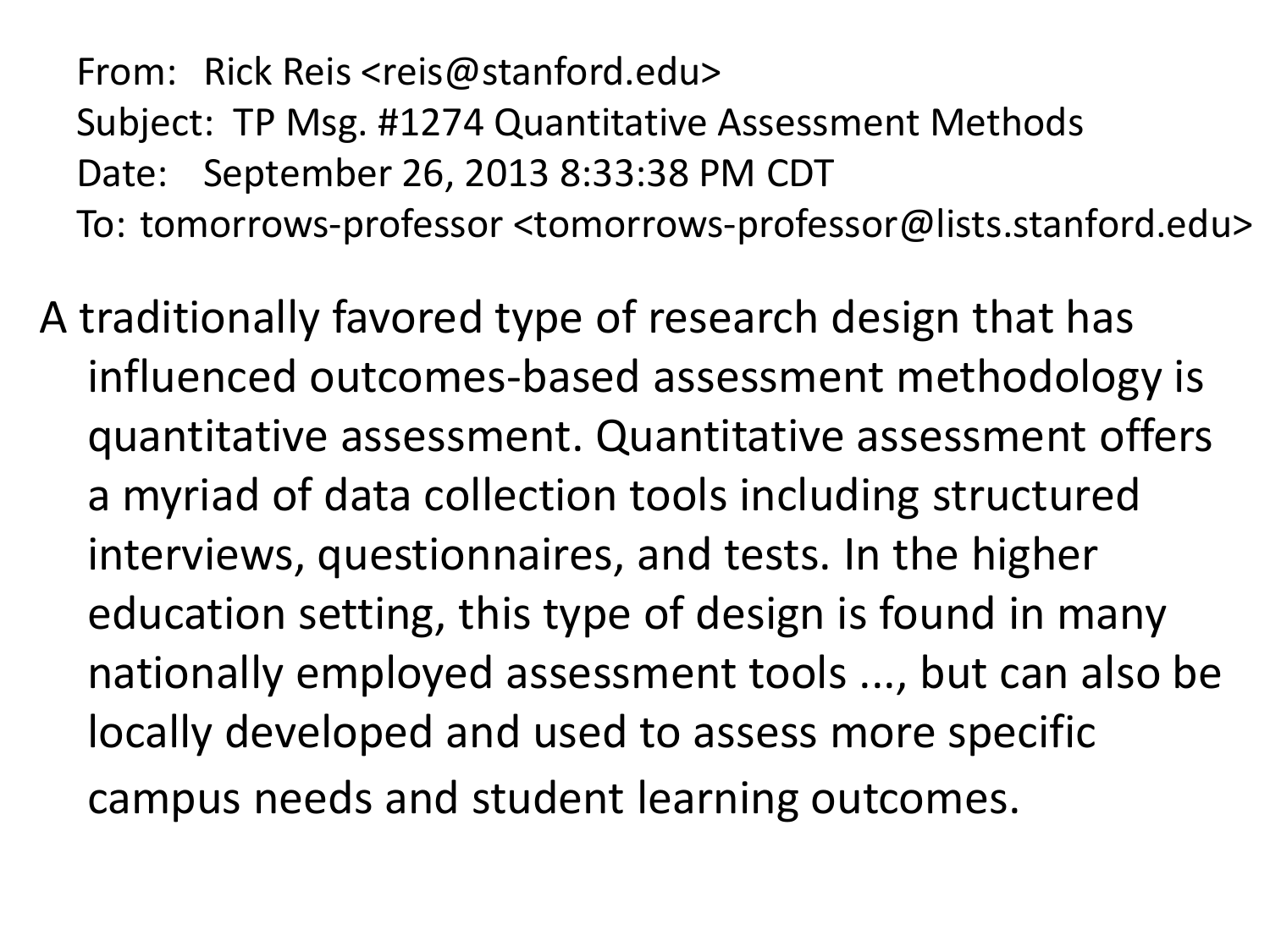From: Rick Reis <reis@stanford.edu>
Subject: TP Msg. #1274 Quantitative Assessment Methods
Date: September 26, 2013 8:33:38 PM CDT
To: tomorrows-professor <tomorrows-professor@lists.stanford.edu>

A traditionally favored type of research design that has influenced outcomes-based assessment methodology is quantitative assessment. Quantitative assessment offers a myriad of data collection tools including structured interviews, questionnaires, and tests. In the higher education setting, this type of design is found in many nationally employed assessment tools ..., but can also be locally developed and used to assess more specific campus needs and student learning outcomes.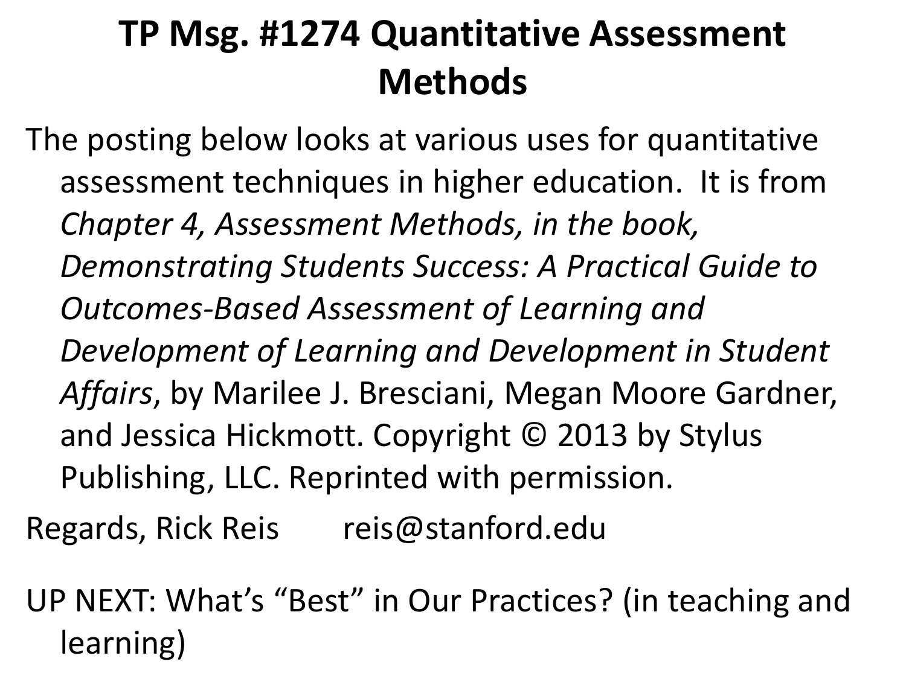# TP Msg. #1274 Quantitative Assessment Methods

The posting below looks at various uses for quantitative assessment techniques in higher education. It is from *Chapter 4, Assessment Methods, in the book, Demonstrating Students Success: A Practical Guide to Outcomes-Based Assessment of Learning and Development of Learning and Development in Student Affairs*, by Marilee J. Bresciani, Megan Moore Gardner, and Jessica Hickmott. Copyright © 2013 by Stylus Publishing, LLC. Reprinted with permission.

Regards, Rick Reis reis@stanford.edu

UP NEXT: What's "Best" in Our Practices? (in teaching and learning)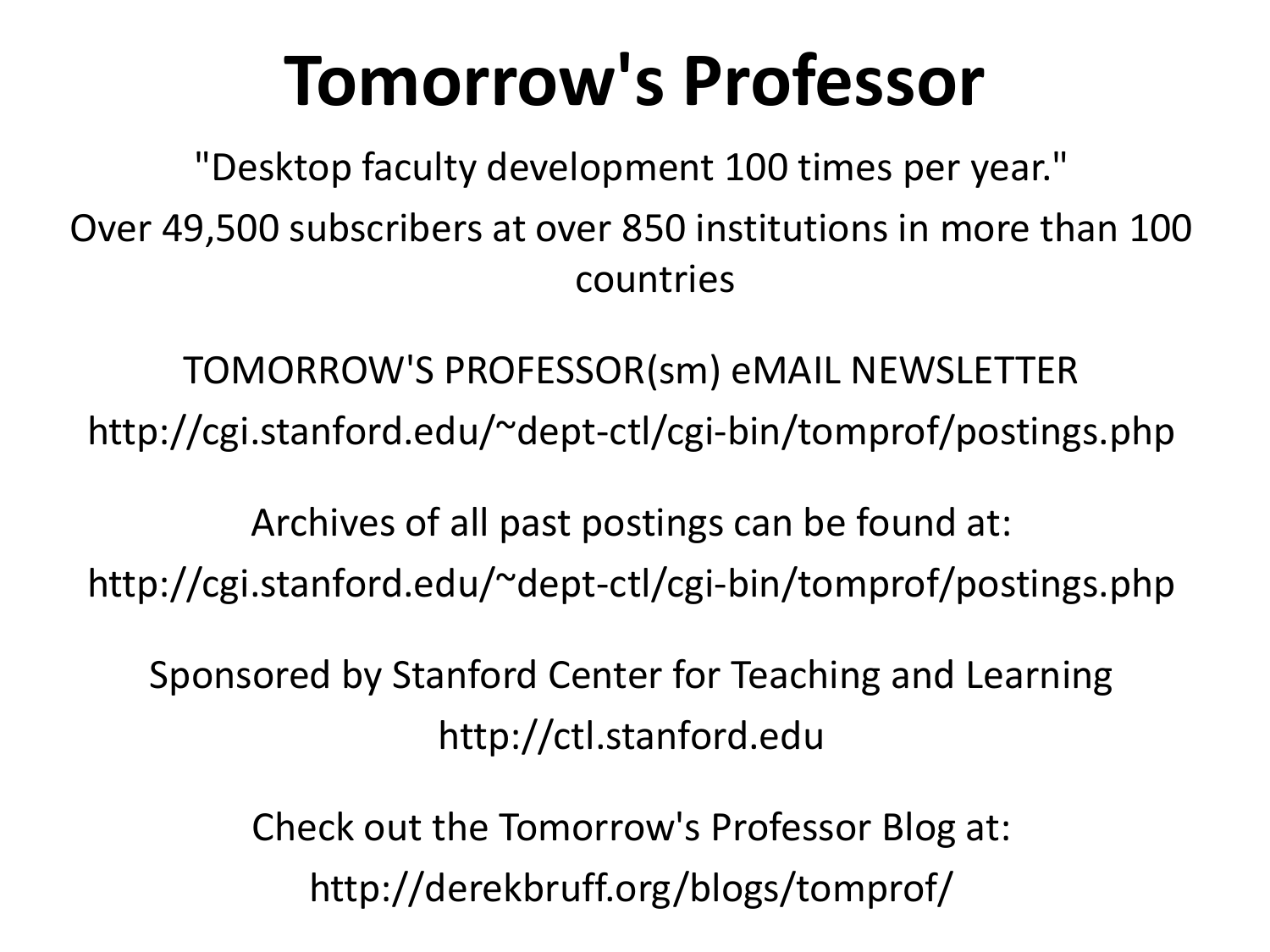# Tomorrow's Professor

"Desktop faculty development 100 times per year."

Over 49,500 subscribers at over 850 institutions in more than 100 countries

TOMORROW'S PROFESSOR(sm) eMAIL NEWSLETTER

http://cgi.stanford.edu/~dept-ctl/cgi-bin/tomprof/postings.php

Archives of all past postings can be found at:

http://cgi.stanford.edu/~dept-ctl/cgi-bin/tomprof/postings.php

Sponsored by Stanford Center for Teaching and Learning

http://ctl.stanford.edu

Check out the Tomorrow's Professor Blog at:

http://derekbruff.org/blogs/tomprof/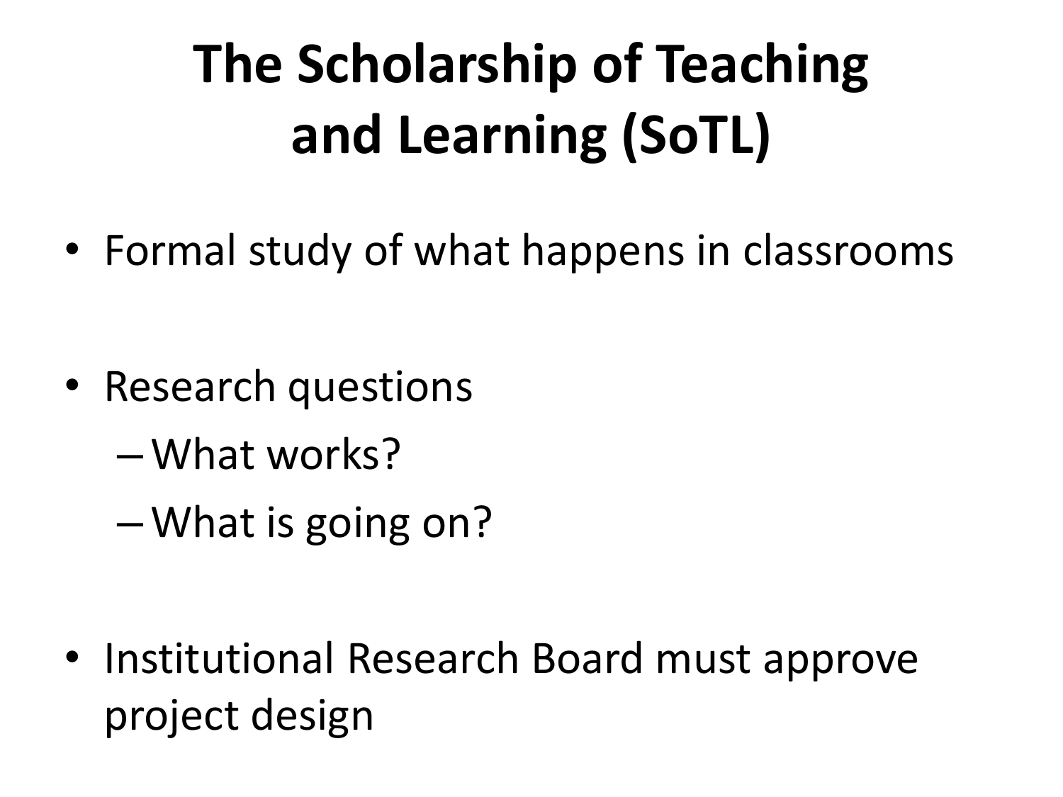# The Scholarship of Teaching and Learning (SoTL)

- Formal study of what happens in classrooms
- Research questions
  - What works?
  - What is going on?
- Institutional Research Board must approve project design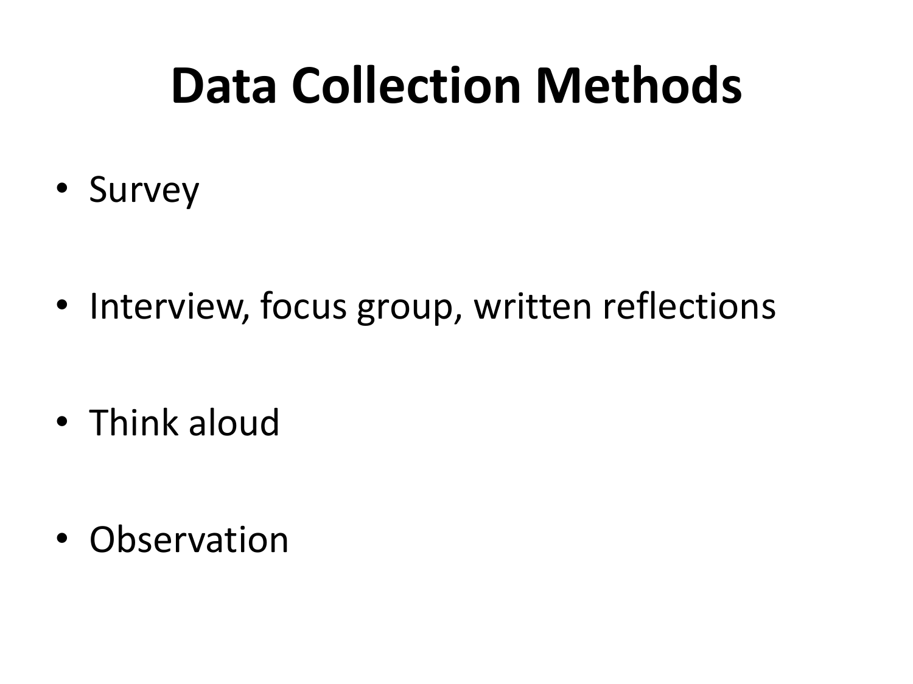# Data Collection Methods

- Survey
- Interview, focus group, written reflections
- Think aloud
- Observation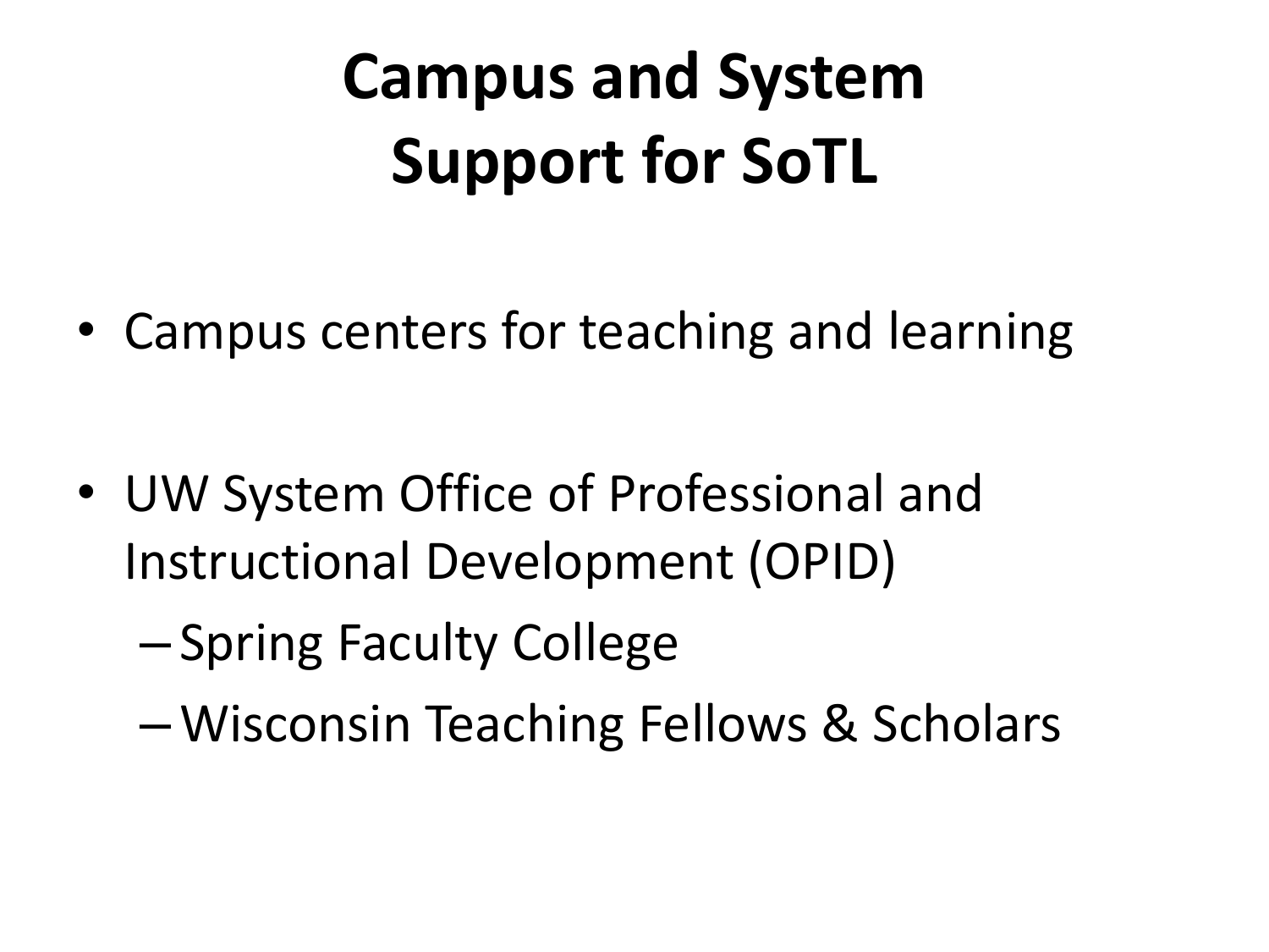# Campus and System Support for SoTL

- Campus centers for teaching and learning
- UW System Office of Professional and Instructional Development (OPID)
  - Spring Faculty College
  - Wisconsin Teaching Fellows & Scholars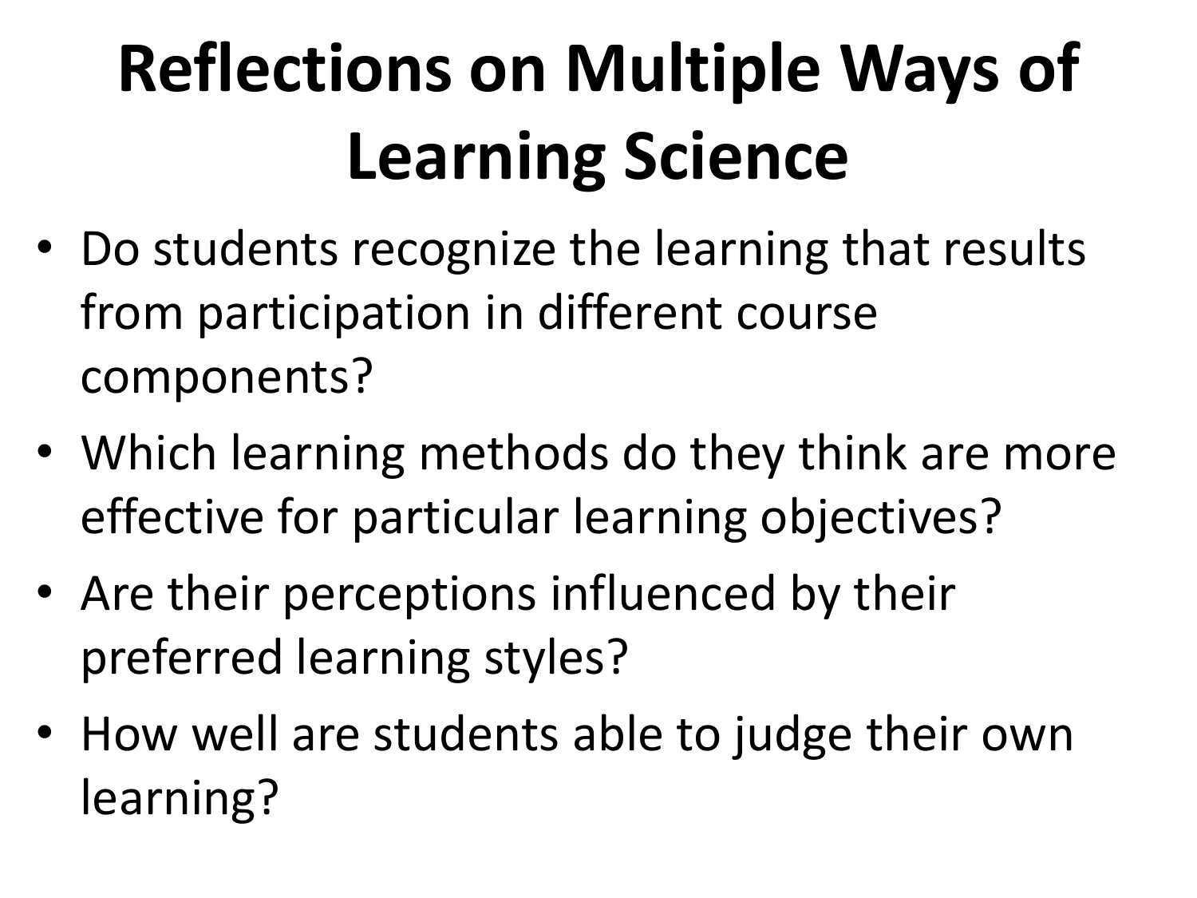# Reflections on Multiple Ways of Learning Science

- Do students recognize the learning that results from participation in different course components?
- Which learning methods do they think are more effective for particular learning objectives?
- Are their perceptions influenced by their preferred learning styles?
- How well are students able to judge their own learning?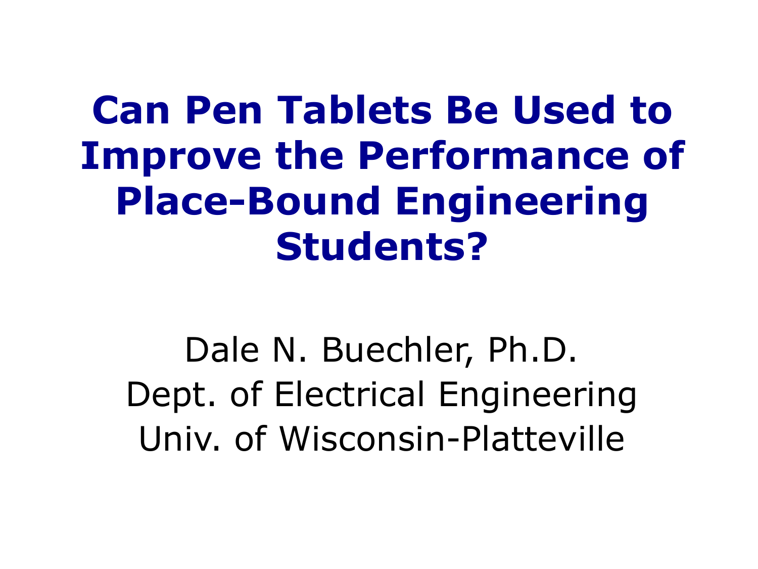# Can Pen Tablets Be Used to Improve the Performance of Place-Bound Engineering Students?

Dale N. Buechler, Ph.D.
Dept. of Electrical Engineering
Univ. of Wisconsin-Platteville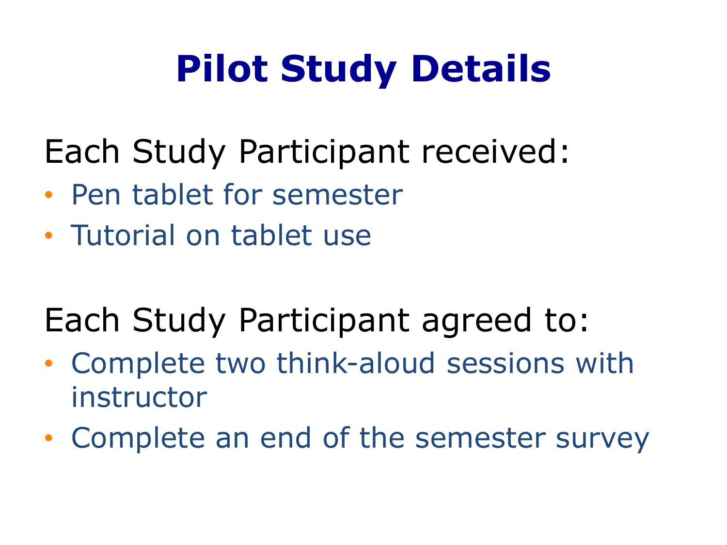# Pilot Study Details

Each Study Participant received:

- Pen tablet for semester
- Tutorial on tablet use

Each Study Participant agreed to:

- Complete two think-aloud sessions with instructor
- Complete an end of the semester survey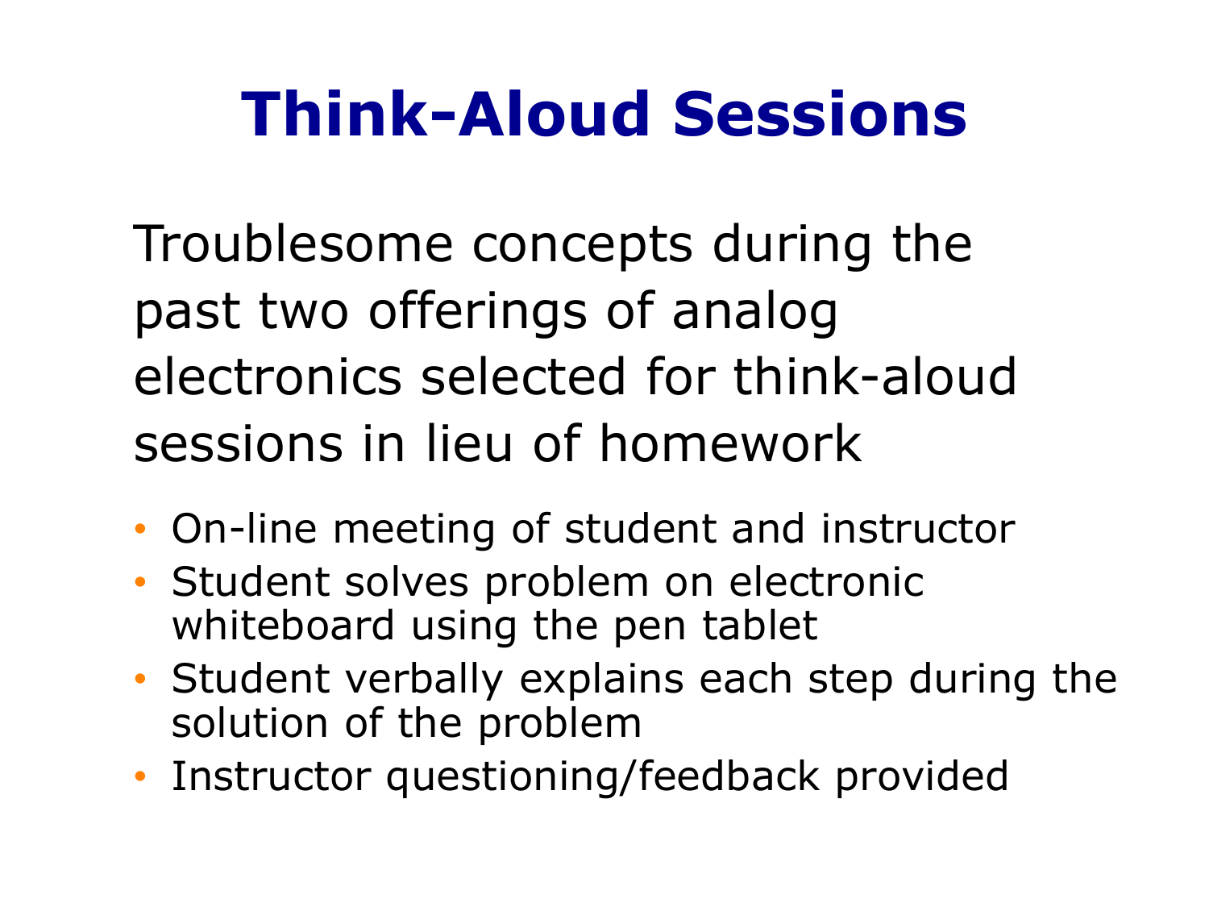# Think-Aloud Sessions

Troublesome concepts during the past two offerings of analog electronics selected for think-aloud sessions in lieu of homework

- On-line meeting of student and instructor
- Student solves problem on electronic whiteboard using the pen tablet
- Student verbally explains each step during the solution of the problem
- Instructor questioning/feedback provided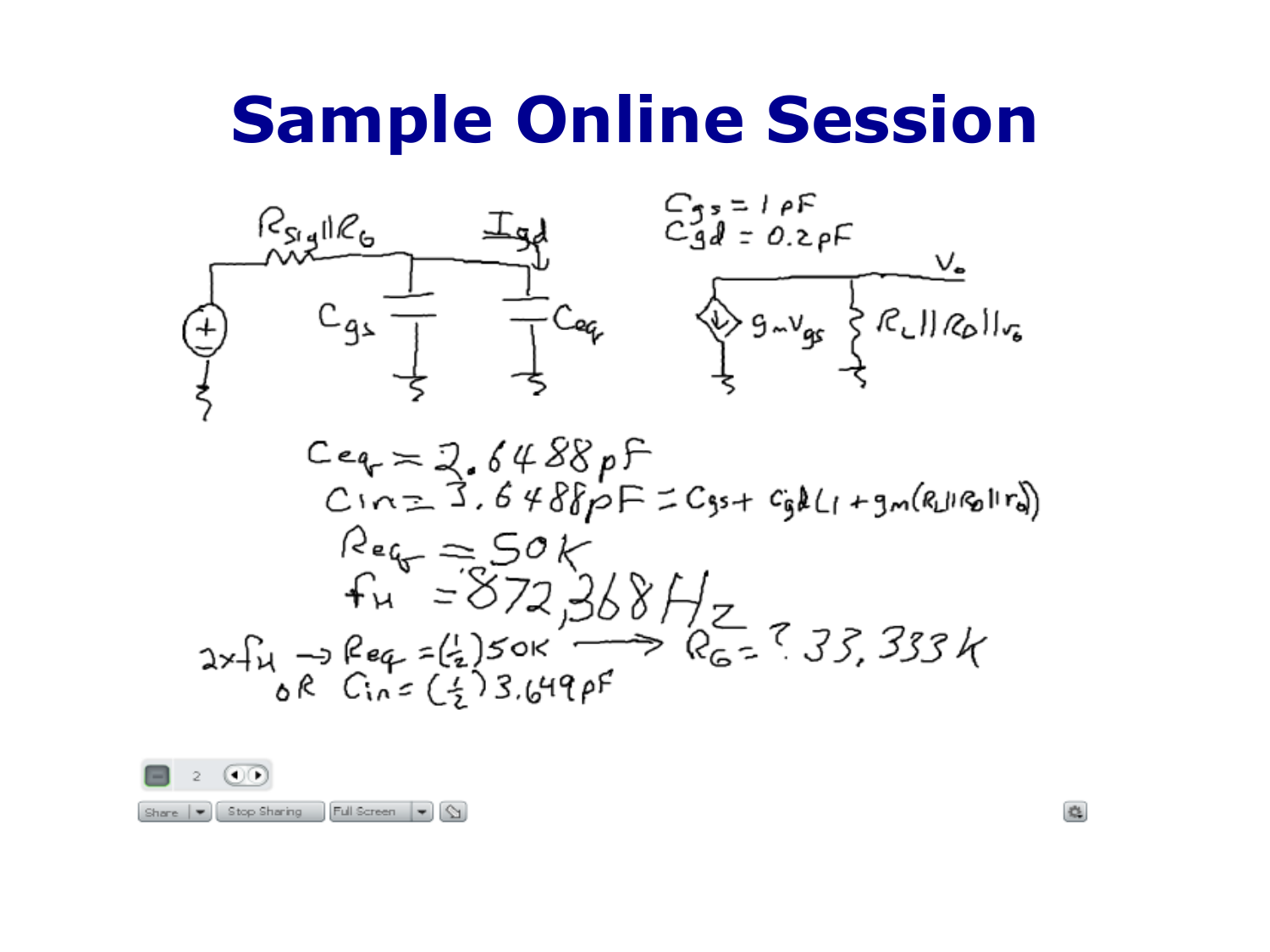# Sample Online Session

$C_{gs} = 1\,pF$

$C_{gd} = 0.2\,pF$

$R_{sig} \| R_G$, $I_{gd}$, $C_{gs}$, $C_{eq}$, $V_o$, $g_m V_{gs}$, $R_L \| R_D \| r_o$

$C_{eq} = 2.6488\,pF$

$C_{in} = 3.6488\,pF = C_{gs} + C_{gd}(1 + g_m(R_L \| R_D \| r_o))$

$R_{eq} = 50K$

$f_H = 872{,}368\,Hz$

$2 \times f_H \rightarrow R_{eq} = (\frac{1}{2})50K \longrightarrow R_G = ?\ 33{,}333K$

OR $C_{in} = (\frac{1}{2})3.649\,pF$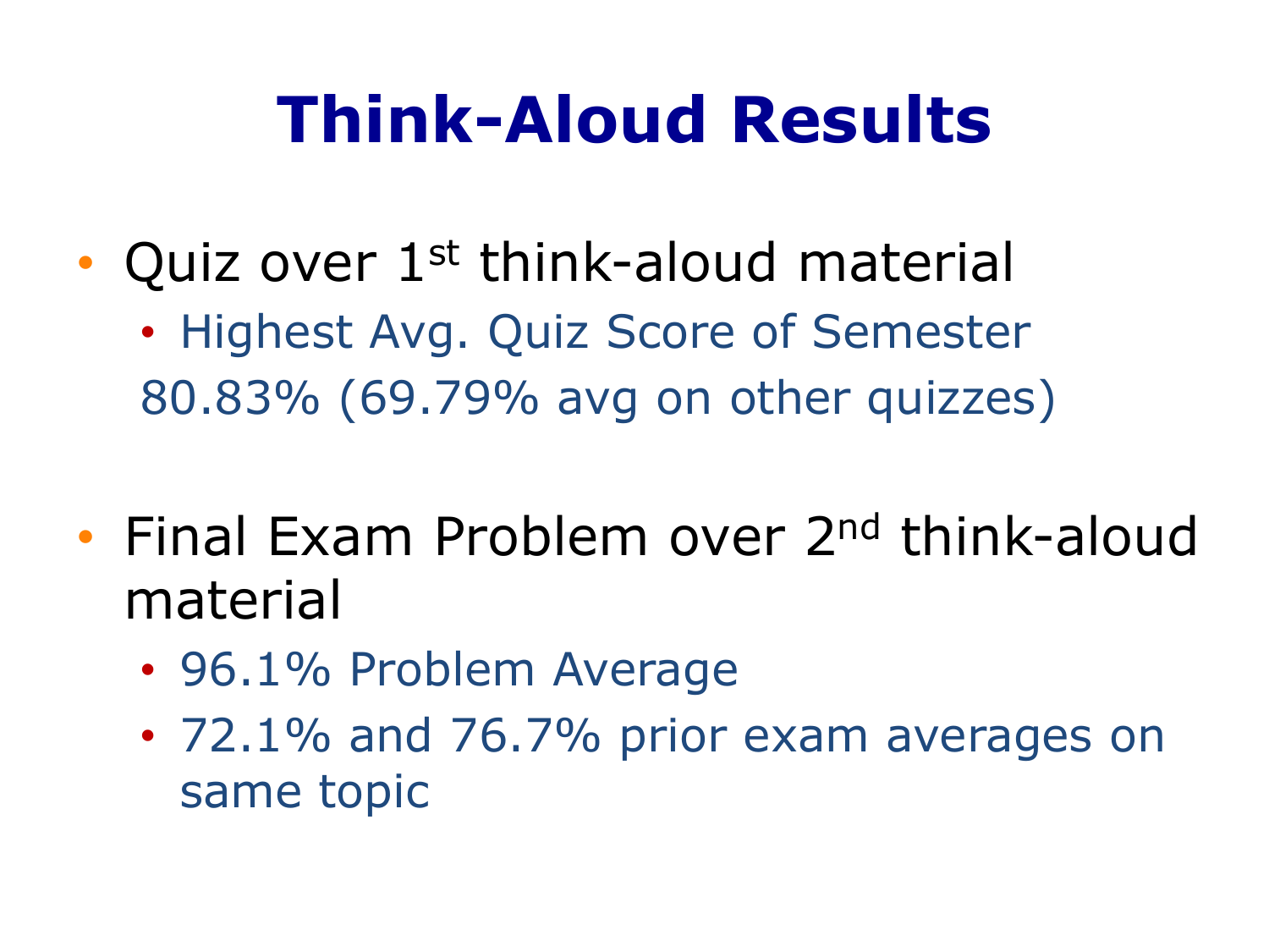# Think-Aloud Results

- Quiz over 1st think-aloud material
  - Highest Avg. Quiz Score of Semester 80.83% (69.79% avg on other quizzes)

- Final Exam Problem over 2nd think-aloud material
  - 96.1% Problem Average
  - 72.1% and 76.7% prior exam averages on same topic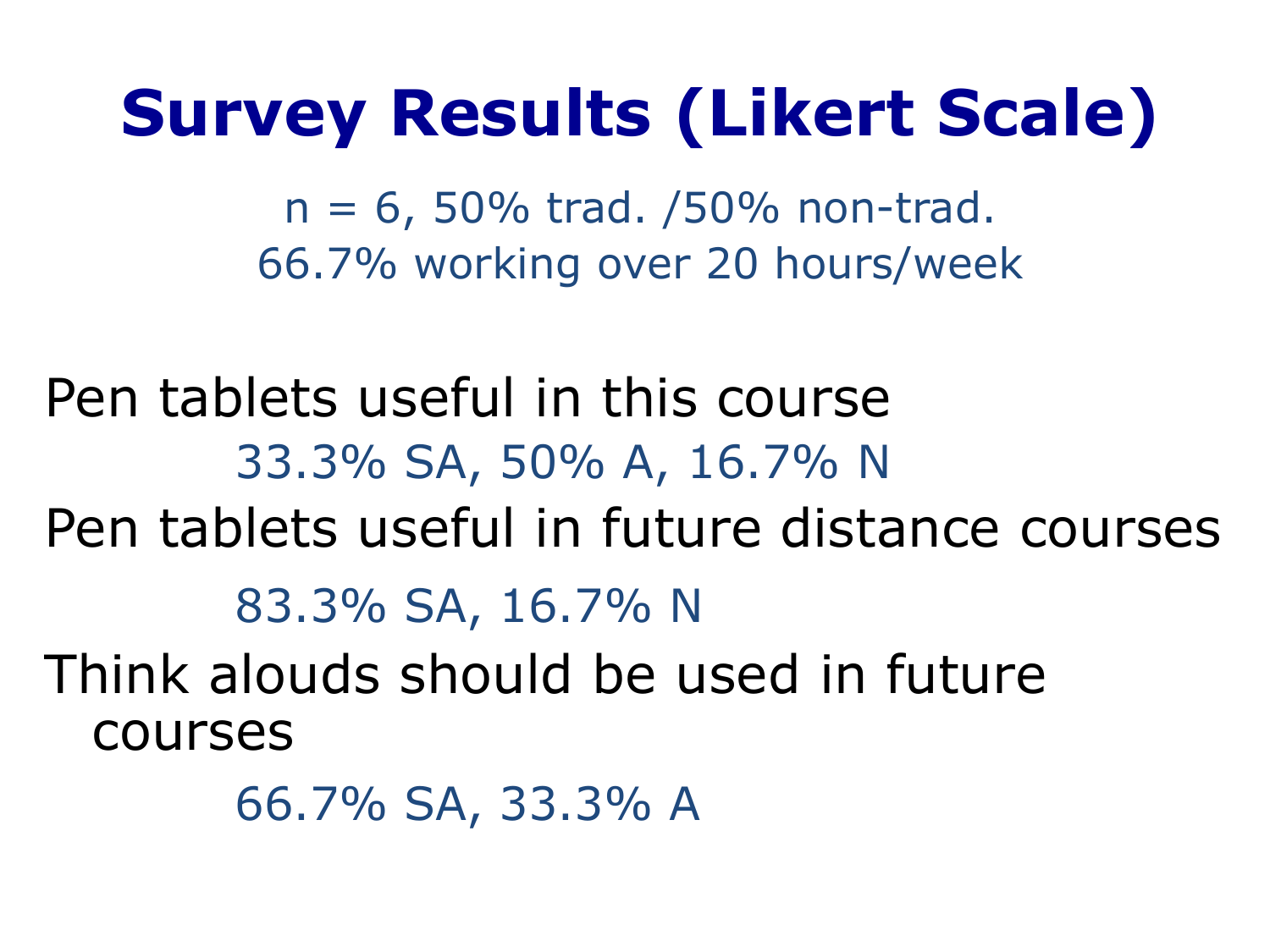# Survey Results (Likert Scale)

n = 6, 50% trad. /50% non-trad.
66.7% working over 20 hours/week

Pen tablets useful in this course

33.3% SA, 50% A, 16.7% N

Pen tablets useful in future distance courses

83.3% SA, 16.7% N

Think alouds should be used in future courses

66.7% SA, 33.3% A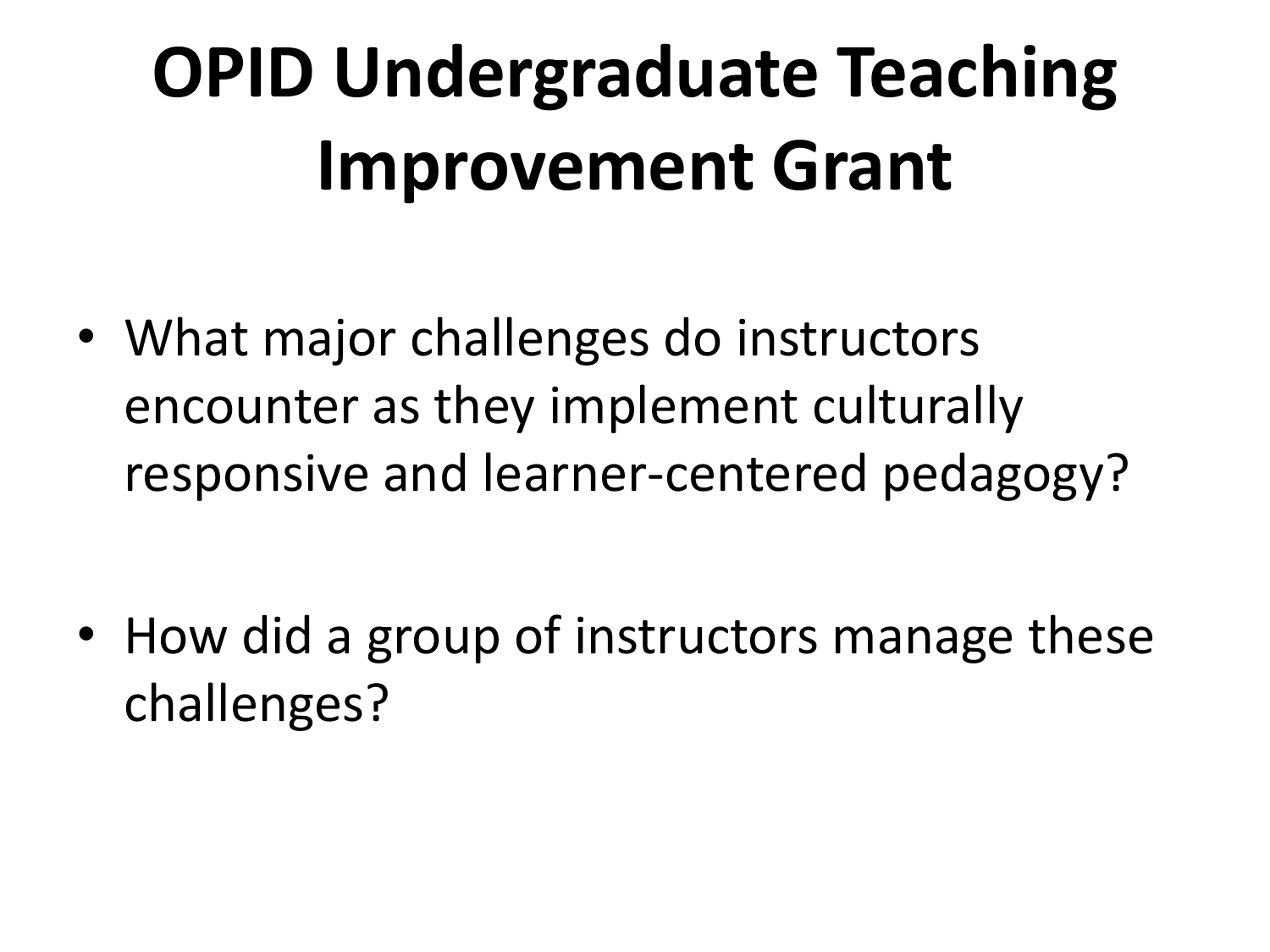# OPID Undergraduate Teaching Improvement Grant

- What major challenges do instructors encounter as they implement culturally responsive and learner-centered pedagogy?
- How did a group of instructors manage these challenges?